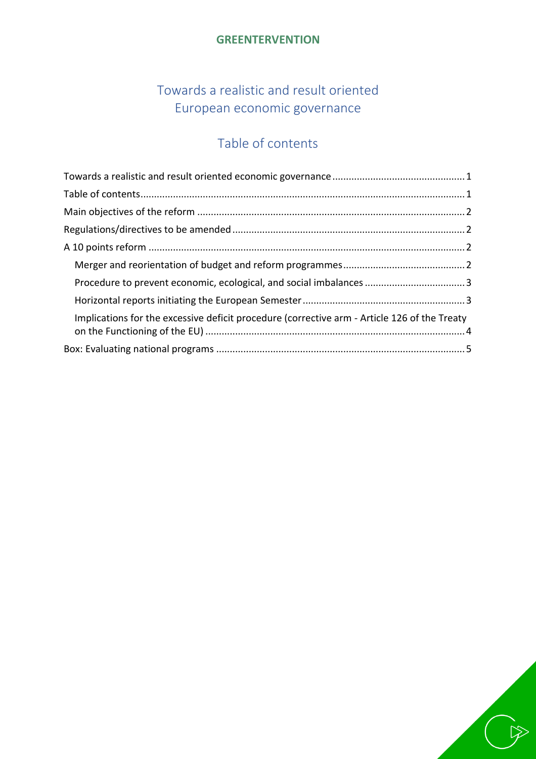**GREENTERVENTION**

# Towards a realistic and result oriented European economic governance

## Table of contents

- Towards a realistic and result oriented economic governance ........ 1
- Table of contents ........ 1
- Main objectives of the reform ........ 2
- Regulations/directives to be amended ........ 2
- A 10 points reform ........ 2
  - Merger and reorientation of budget and reform programmes ........ 2
  - Procedure to prevent economic, ecological, and social imbalances ........ 3
  - Horizontal reports initiating the European Semester ........ 3
  - Implications for the excessive deficit procedure (corrective arm - Article 126 of the Treaty on the Functioning of the EU) ........ 4
- Box: Evaluating national programs ........ 5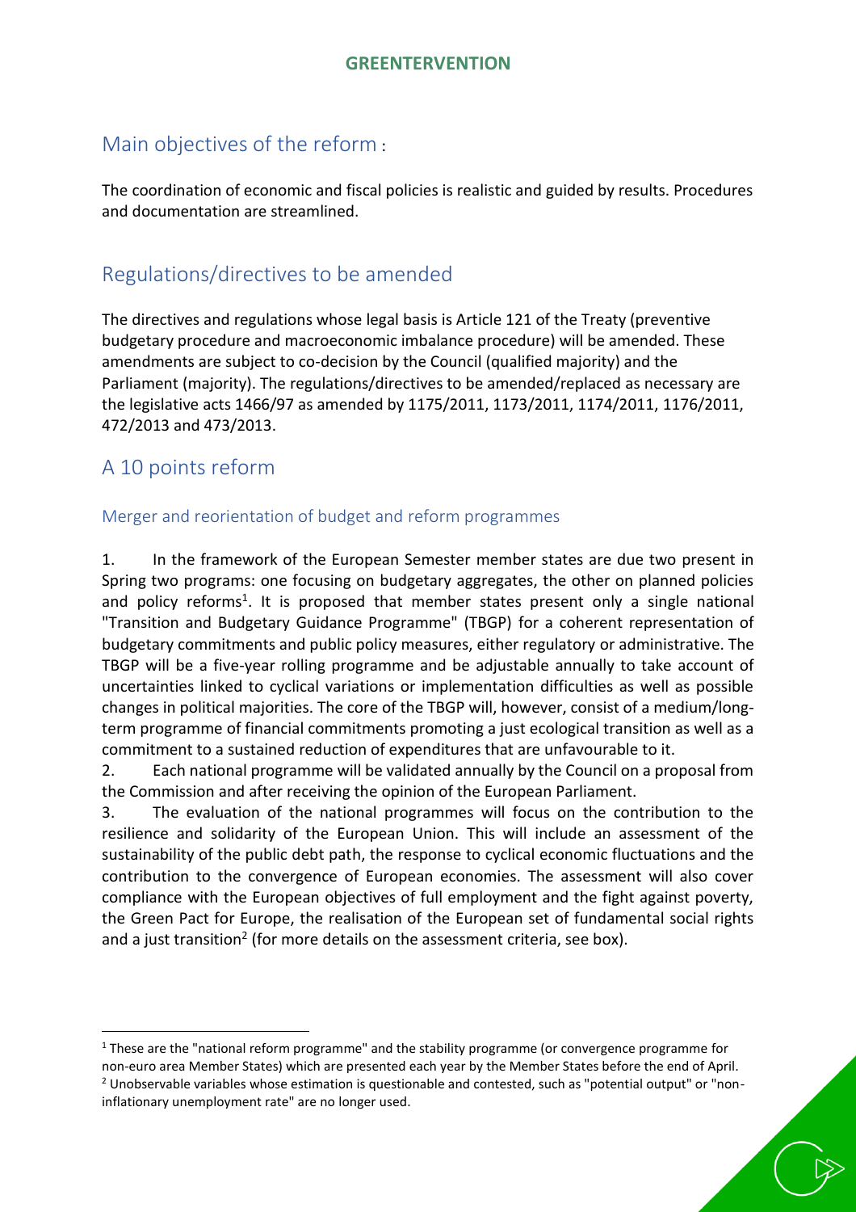## Main objectives of the reform :

The coordination of economic and fiscal policies is realistic and guided by results. Procedures and documentation are streamlined.

## Regulations/directives to be amended

The directives and regulations whose legal basis is Article 121 of the Treaty (preventive budgetary procedure and macroeconomic imbalance procedure) will be amended. These amendments are subject to co-decision by the Council (qualified majority) and the Parliament (majority). The regulations/directives to be amended/replaced as necessary are the legislative acts 1466/97 as amended by 1175/2011, 1173/2011, 1174/2011, 1176/2011, 472/2013 and 473/2013.

## A 10 points reform

### Merger and reorientation of budget and reform programmes

1. In the framework of the European Semester member states are due two present in Spring two programs: one focusing on budgetary aggregates, the other on planned policies and policy reforms[1]. It is proposed that member states present only a single national "Transition and Budgetary Guidance Programme" (TBGP) for a coherent representation of budgetary commitments and public policy measures, either regulatory or administrative. The TBGP will be a five-year rolling programme and be adjustable annually to take account of uncertainties linked to cyclical variations or implementation difficulties as well as possible changes in political majorities. The core of the TBGP will, however, consist of a medium/long-term programme of financial commitments promoting a just ecological transition as well as a commitment to a sustained reduction of expenditures that are unfavourable to it.
2. Each national programme will be validated annually by the Council on a proposal from the Commission and after receiving the opinion of the European Parliament.
3. The evaluation of the national programmes will focus on the contribution to the resilience and solidarity of the European Union. This will include an assessment of the sustainability of the public debt path, the response to cyclical economic fluctuations and the contribution to the convergence of European economies. The assessment will also cover compliance with the European objectives of full employment and the fight against poverty, the Green Pact for Europe, the realisation of the European set of fundamental social rights and a just transition[2] (for more details on the assessment criteria, see box).

---

[1] These are the "national reform programme" and the stability programme (or convergence programme for non-euro area Member States) which are presented each year by the Member States before the end of April.

[2] Unobservable variables whose estimation is questionable and contested, such as "potential output" or "non-inflationary unemployment rate" are no longer used.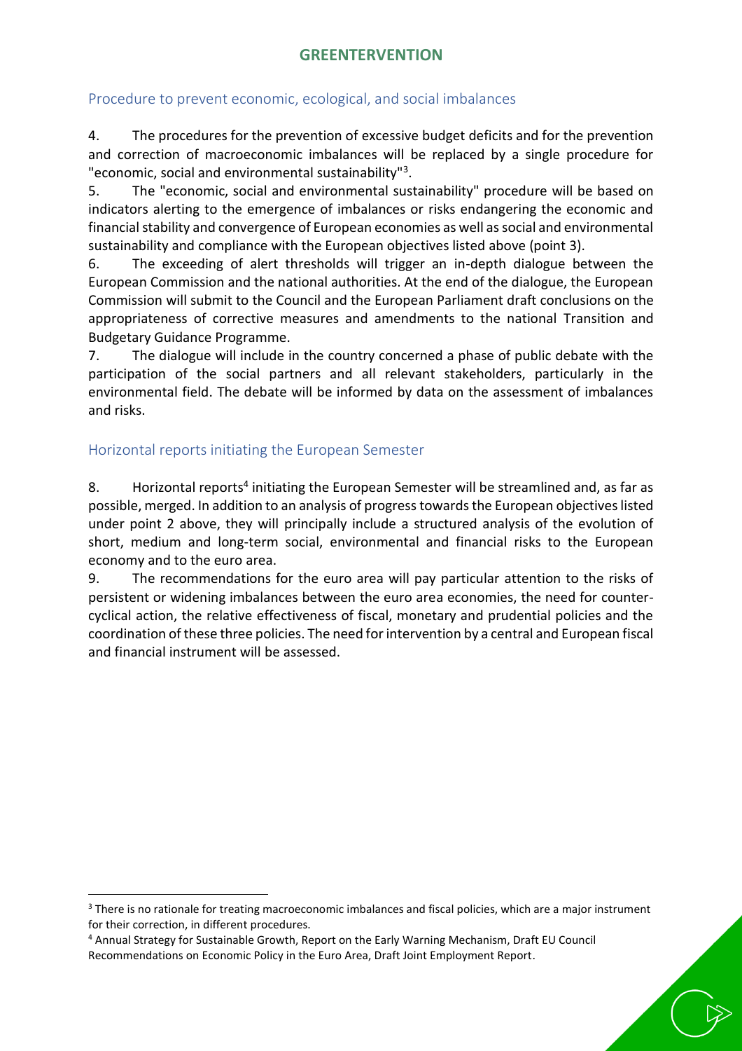## Procedure to prevent economic, ecological, and social imbalances

4. The procedures for the prevention of excessive budget deficits and for the prevention and correction of macroeconomic imbalances will be replaced by a single procedure for "economic, social and environmental sustainability"[3].

5. The "economic, social and environmental sustainability" procedure will be based on indicators alerting to the emergence of imbalances or risks endangering the economic and financial stability and convergence of European economies as well as social and environmental sustainability and compliance with the European objectives listed above (point 3).

6. The exceeding of alert thresholds will trigger an in-depth dialogue between the European Commission and the national authorities. At the end of the dialogue, the European Commission will submit to the Council and the European Parliament draft conclusions on the appropriateness of corrective measures and amendments to the national Transition and Budgetary Guidance Programme.

7. The dialogue will include in the country concerned a phase of public debate with the participation of the social partners and all relevant stakeholders, particularly in the environmental field. The debate will be informed by data on the assessment of imbalances and risks.

## Horizontal reports initiating the European Semester

8. Horizontal reports[4] initiating the European Semester will be streamlined and, as far as possible, merged. In addition to an analysis of progress towards the European objectives listed under point 2 above, they will principally include a structured analysis of the evolution of short, medium and long-term social, environmental and financial risks to the European economy and to the euro area.

9. The recommendations for the euro area will pay particular attention to the risks of persistent or widening imbalances between the euro area economies, the need for counter-cyclical action, the relative effectiveness of fiscal, monetary and prudential policies and the coordination of these three policies. The need for intervention by a central and European fiscal and financial instrument will be assessed.

---

[3] There is no rationale for treating macroeconomic imbalances and fiscal policies, which are a major instrument for their correction, in different procedures.

[4] Annual Strategy for Sustainable Growth, Report on the Early Warning Mechanism, Draft EU Council Recommendations on Economic Policy in the Euro Area, Draft Joint Employment Report.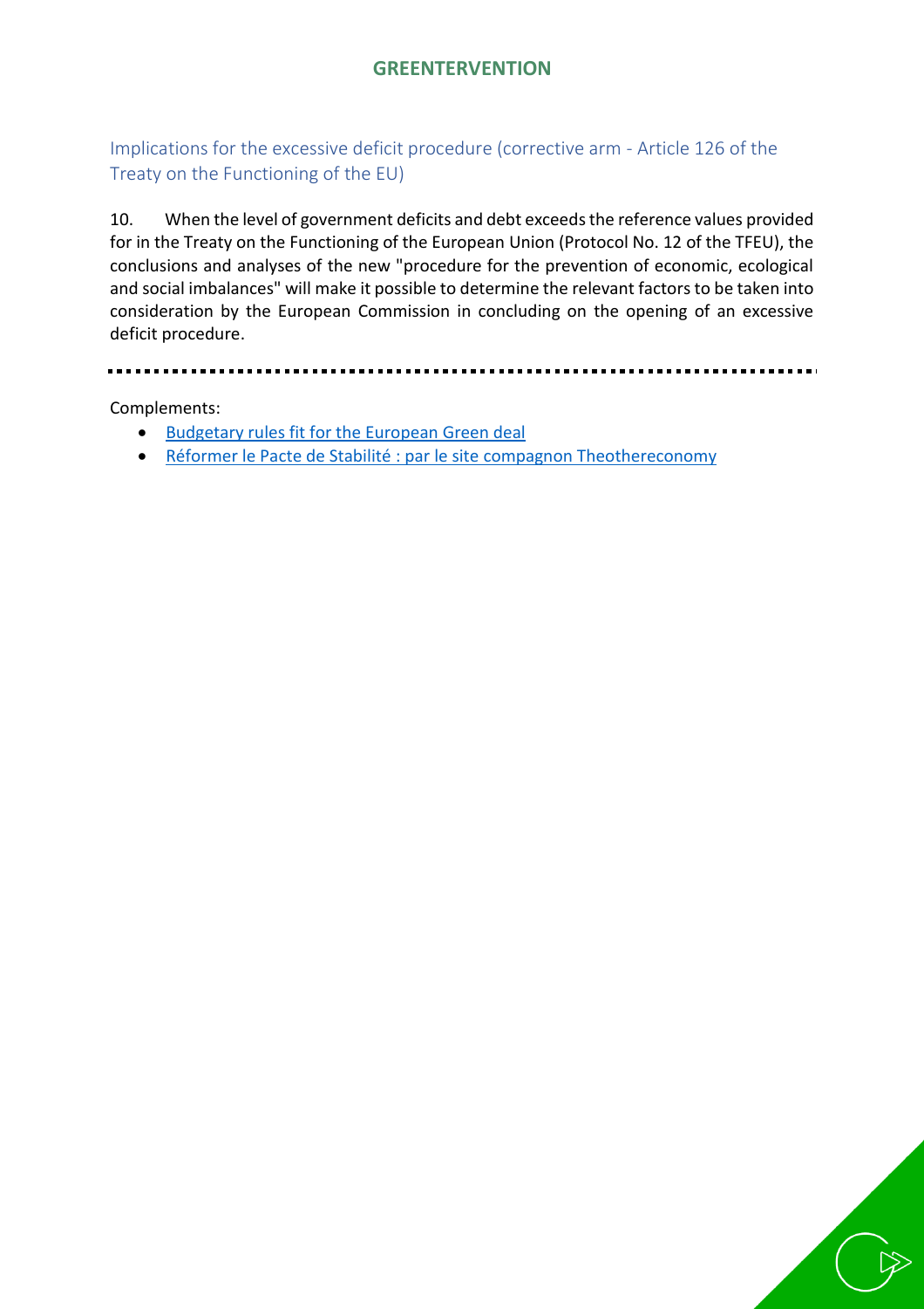## Implications for the excessive deficit procedure (corrective arm - Article 126 of the Treaty on the Functioning of the EU)

10. When the level of government deficits and debt exceeds the reference values provided for in the Treaty on the Functioning of the European Union (Protocol No. 12 of the TFEU), the conclusions and analyses of the new "procedure for the prevention of economic, ecological and social imbalances" will make it possible to determine the relevant factors to be taken into consideration by the European Commission in concluding on the opening of an excessive deficit procedure.

---

Complements:

- Budgetary rules fit for the European Green deal
- Réformer le Pacte de Stabilité : par le site compagnon Theothereconomy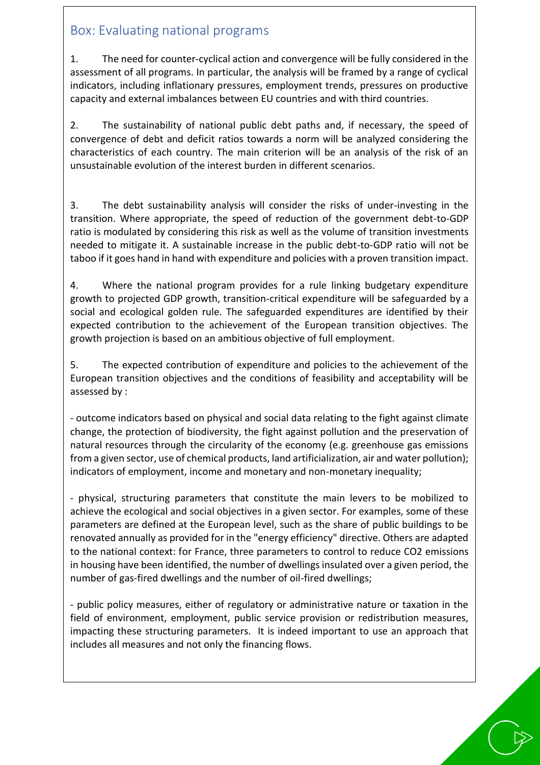## Box: Evaluating national programs

1. The need for counter-cyclical action and convergence will be fully considered in the assessment of all programs. In particular, the analysis will be framed by a range of cyclical indicators, including inflationary pressures, employment trends, pressures on productive capacity and external imbalances between EU countries and with third countries.

2. The sustainability of national public debt paths and, if necessary, the speed of convergence of debt and deficit ratios towards a norm will be analyzed considering the characteristics of each country. The main criterion will be an analysis of the risk of an unsustainable evolution of the interest burden in different scenarios.

3. The debt sustainability analysis will consider the risks of under-investing in the transition. Where appropriate, the speed of reduction of the government debt-to-GDP ratio is modulated by considering this risk as well as the volume of transition investments needed to mitigate it. A sustainable increase in the public debt-to-GDP ratio will not be taboo if it goes hand in hand with expenditure and policies with a proven transition impact.

4. Where the national program provides for a rule linking budgetary expenditure growth to projected GDP growth, transition-critical expenditure will be safeguarded by a social and ecological golden rule. The safeguarded expenditures are identified by their expected contribution to the achievement of the European transition objectives. The growth projection is based on an ambitious objective of full employment.

5. The expected contribution of expenditure and policies to the achievement of the European transition objectives and the conditions of feasibility and acceptability will be assessed by :

- outcome indicators based on physical and social data relating to the fight against climate change, the protection of biodiversity, the fight against pollution and the preservation of natural resources through the circularity of the economy (e.g. greenhouse gas emissions from a given sector, use of chemical products, land artificialization, air and water pollution); indicators of employment, income and monetary and non-monetary inequality;

- physical, structuring parameters that constitute the main levers to be mobilized to achieve the ecological and social objectives in a given sector. For examples, some of these parameters are defined at the European level, such as the share of public buildings to be renovated annually as provided for in the "energy efficiency" directive. Others are adapted to the national context: for France, three parameters to control to reduce $CO_2$ emissions in housing have been identified, the number of dwellings insulated over a given period, the number of gas-fired dwellings and the number of oil-fired dwellings;

- public policy measures, either of regulatory or administrative nature or taxation in the field of environment, employment, public service provision or redistribution measures, impacting these structuring parameters. It is indeed important to use an approach that includes all measures and not only the financing flows.